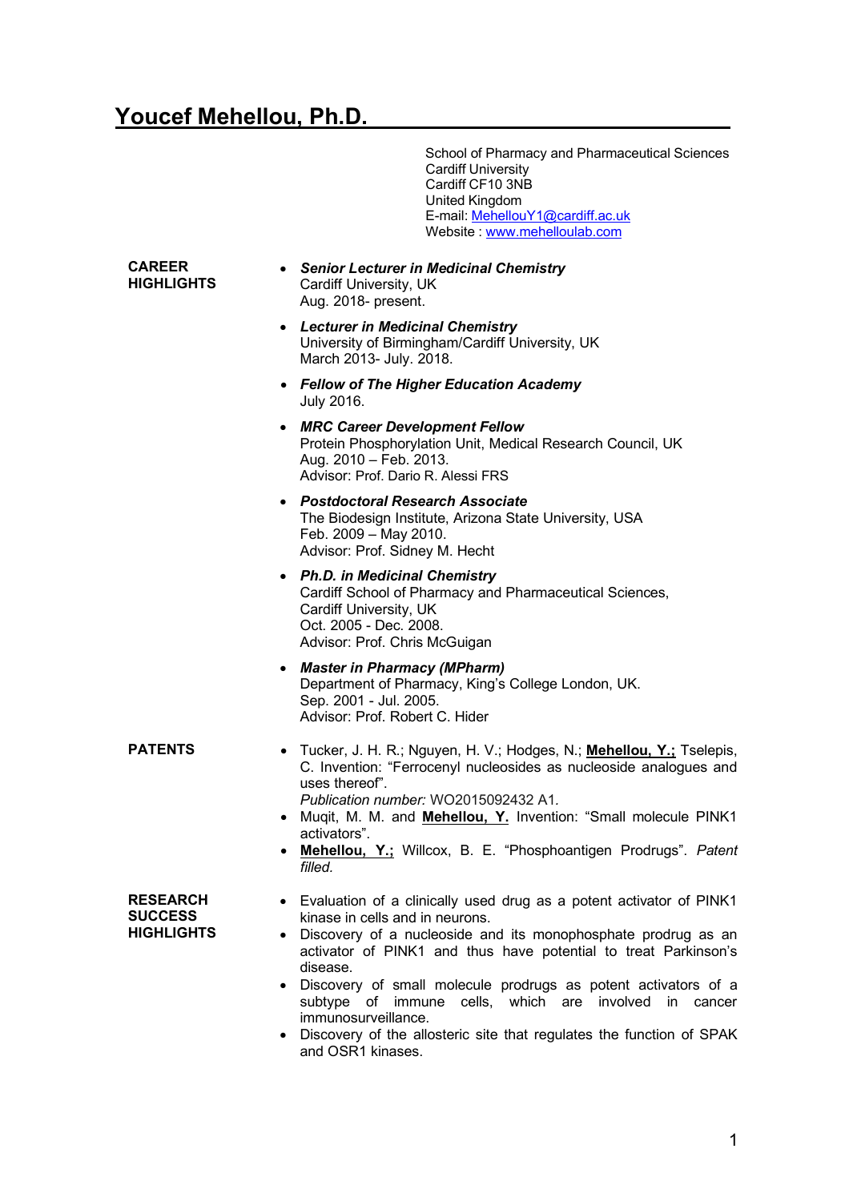# Youcef Mehellou, Ph.D.

School of Pharmacy and Pharmaceutical Sciences
Cardiff University
Cardiff CF10 3NB
United Kingdom
E-mail: MehellouY1@cardiff.ac.uk
Website : www.mehelloulab.com

## CAREER HIGHLIGHTS

- ***Senior Lecturer in Medicinal Chemistry***
  Cardiff University, UK
  Aug. 2018- present.
- ***Lecturer in Medicinal Chemistry***
  University of Birmingham/Cardiff University, UK
  March 2013- July. 2018.
- ***Fellow of The Higher Education Academy***
  July 2016.
- ***MRC Career Development Fellow***
  Protein Phosphorylation Unit, Medical Research Council, UK
  Aug. 2010 – Feb. 2013.
  Advisor: Prof. Dario R. Alessi FRS
- ***Postdoctoral Research Associate***
  The Biodesign Institute, Arizona State University, USA
  Feb. 2009 – May 2010.
  Advisor: Prof. Sidney M. Hecht
- ***Ph.D. in Medicinal Chemistry***
  Cardiff School of Pharmacy and Pharmaceutical Sciences,
  Cardiff University, UK
  Oct. 2005 - Dec. 2008.
  Advisor: Prof. Chris McGuigan
- ***Master in Pharmacy (MPharm)***
  Department of Pharmacy, King's College London, UK.
  Sep. 2001 - Jul. 2005.
  Advisor: Prof. Robert C. Hider

## PATENTS

- Tucker, J. H. R.; Nguyen, H. V.; Hodges, N.; **Mehellou, Y.;** Tselepis, C. Invention: "Ferrocenyl nucleosides as nucleoside analogues and uses thereof".
  *Publication number:* WO2015092432 A1.
- Muqit, M. M. and **Mehellou, Y.** Invention: "Small molecule PINK1 activators".
- **Mehellou, Y.;** Willcox, B. E. "Phosphoantigen Prodrugs". *Patent filled.*

## RESEARCH SUCCESS HIGHLIGHTS

- Evaluation of a clinically used drug as a potent activator of PINK1 kinase in cells and in neurons.
- Discovery of a nucleoside and its monophosphate prodrug as an activator of PINK1 and thus have potential to treat Parkinson's disease.
- Discovery of small molecule prodrugs as potent activators of a subtype of immune cells, which are involved in cancer immunosurveillance.
- Discovery of the allosteric site that regulates the function of SPAK and OSR1 kinases.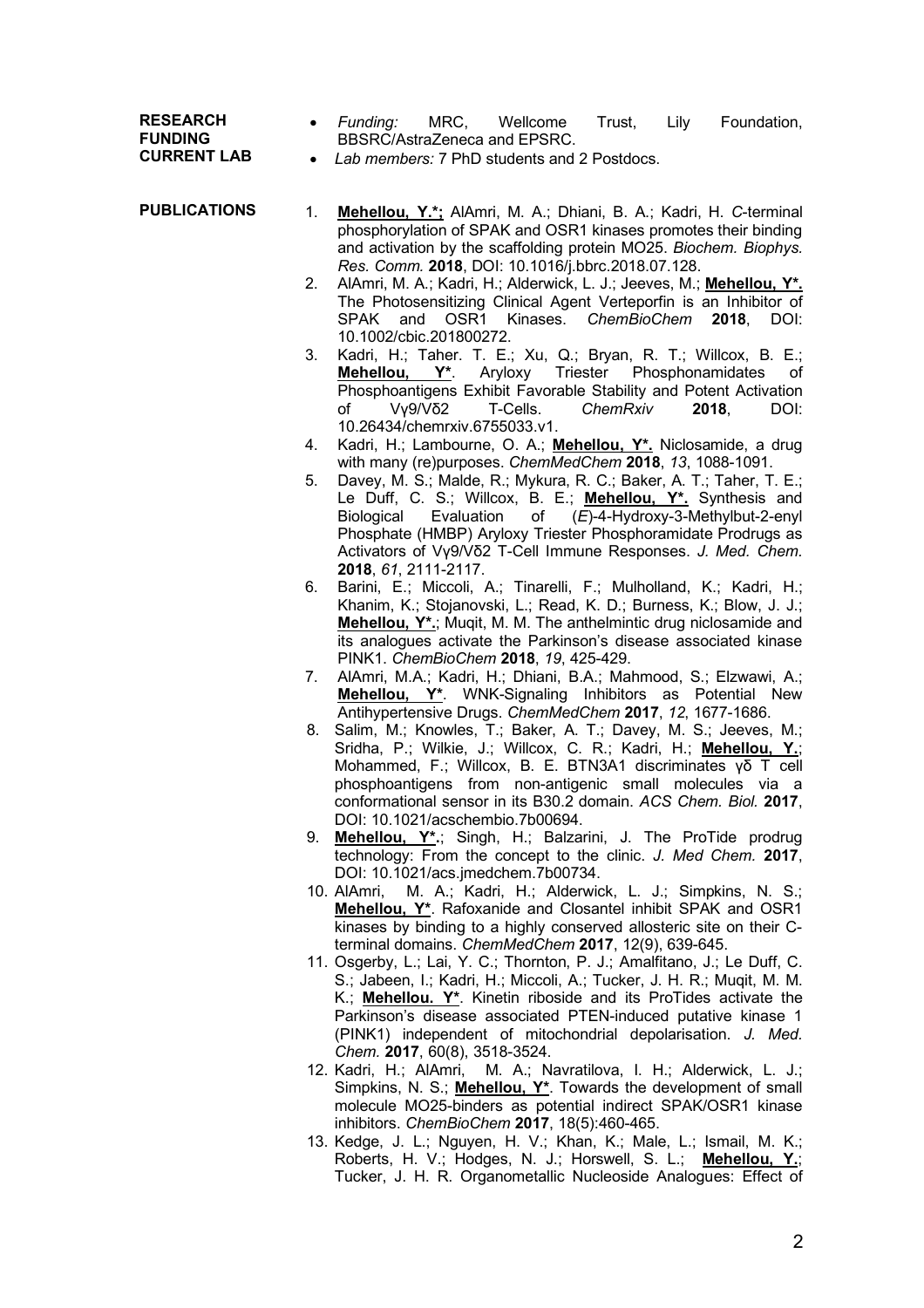**RESEARCH FUNDING CURRENT LAB**

- *Funding:* MRC, Wellcome Trust, Lily Foundation, BBSRC/AstraZeneca and EPSRC.
- *Lab members:* 7 PhD students and 2 Postdocs.

**PUBLICATIONS**

1. **Mehellou, Y.*;** AlAmri, M. A.; Dhiani, B. A.; Kadri, H. *C*-terminal phosphorylation of SPAK and OSR1 kinases promotes their binding and activation by the scaffolding protein MO25. *Biochem. Biophys. Res. Comm.* **2018**, DOI: 10.1016/j.bbrc.2018.07.128.
2. AlAmri, M. A.; Kadri, H.; Alderwick, L. J.; Jeeves, M.; **Mehellou, Y*.** The Photosensitizing Clinical Agent Verteporfin is an Inhibitor of SPAK and OSR1 Kinases. *ChemBioChem* **2018**, DOI: 10.1002/cbic.201800272.
3. Kadri, H.; Taher. T. E.; Xu, Q.; Bryan, R. T.; Willcox, B. E.; **Mehellou, Y***. Aryloxy Triester Phosphonamidates of Phosphoantigens Exhibit Favorable Stability and Potent Activation of Vγ9/Vδ2 T-Cells. *ChemRxiv* **2018**, DOI: 10.26434/chemrxiv.6755033.v1.
4. Kadri, H.; Lambourne, O. A.; **Mehellou, Y*.** Niclosamide, a drug with many (re)purposes. *ChemMedChem* **2018**, *13*, 1088-1091.
5. Davey, M. S.; Malde, R.; Mykura, R. C.; Baker, A. T.; Taher, T. E.; Le Duff, C. S.; Willcox, B. E.; **Mehellou, Y*.** Synthesis and Biological Evaluation of (*E*)-4-Hydroxy-3-Methylbut-2-enyl Phosphate (HMBP) Aryloxy Triester Phosphoramidate Prodrugs as Activators of Vγ9/Vδ2 T-Cell Immune Responses. *J. Med. Chem.* **2018**, *61*, 2111-2117.
6. Barini, E.; Miccoli, A.; Tinarelli, F.; Mulholland, K.; Kadri, H.; Khanim, K.; Stojanovski, L.; Read, K. D.; Burness, K.; Blow, J. J.; **Mehellou, Y*.**; Muqit, M. M. The anthelmintic drug niclosamide and its analogues activate the Parkinson's disease associated kinase PINK1. *ChemBioChem* **2018**, *19*, 425-429.
7. AlAmri, M.A.; Kadri, H.; Dhiani, B.A.; Mahmood, S.; Elzwawi, A.; **Mehellou, Y***. WNK-Signaling Inhibitors as Potential New Antihypertensive Drugs. *ChemMedChem* **2017**, *12*, 1677-1686.
8. Salim, M.; Knowles, T.; Baker, A. T.; Davey, M. S.; Jeeves, M.; Sridha, P.; Wilkie, J.; Willcox, C. R.; Kadri, H.; **Mehellou, Y.**; Mohammed, F.; Willcox, B. E. BTN3A1 discriminates γδ T cell phosphoantigens from non-antigenic small molecules via a conformational sensor in its B30.2 domain. *ACS Chem. Biol.* **2017**, DOI: 10.1021/acschembio.7b00694.
9. **Mehellou, Y*.**; Singh, H.; Balzarini, J. The ProTide prodrug technology: From the concept to the clinic. *J. Med Chem.* **2017**, DOI: 10.1021/acs.jmedchem.7b00734.
10. AlAmri, M. A.; Kadri, H.; Alderwick, L. J.; Simpkins, N. S.; **Mehellou, Y***. Rafoxanide and Closantel inhibit SPAK and OSR1 kinases by binding to a highly conserved allosteric site on their C-terminal domains. *ChemMedChem* **2017**, 12(9), 639-645.
11. Osgerby, L.; Lai, Y. C.; Thornton, P. J.; Amalfitano, J.; Le Duff, C. S.; Jabeen, I.; Kadri, H.; Miccoli, A.; Tucker, J. H. R.; Muqit, M. M. K.; **Mehellou. Y***. Kinetin riboside and its ProTides activate the Parkinson's disease associated PTEN-induced putative kinase 1 (PINK1) independent of mitochondrial depolarisation. *J. Med. Chem.* **2017**, 60(8), 3518-3524.
12. Kadri, H.; AlAmri, M. A.; Navratilova, I. H.; Alderwick, L. J.; Simpkins, N. S.; **Mehellou, Y***. Towards the development of small molecule MO25-binders as potential indirect SPAK/OSR1 kinase inhibitors. *ChemBioChem* **2017**, 18(5):460-465.
13. Kedge, J. L.; Nguyen, H. V.; Khan, K.; Male, L.; Ismail, M. K.; Roberts, H. V.; Hodges, N. J.; Horswell, S. L.; **Mehellou, Y.**; Tucker, J. H. R. Organometallic Nucleoside Analogues: Effect of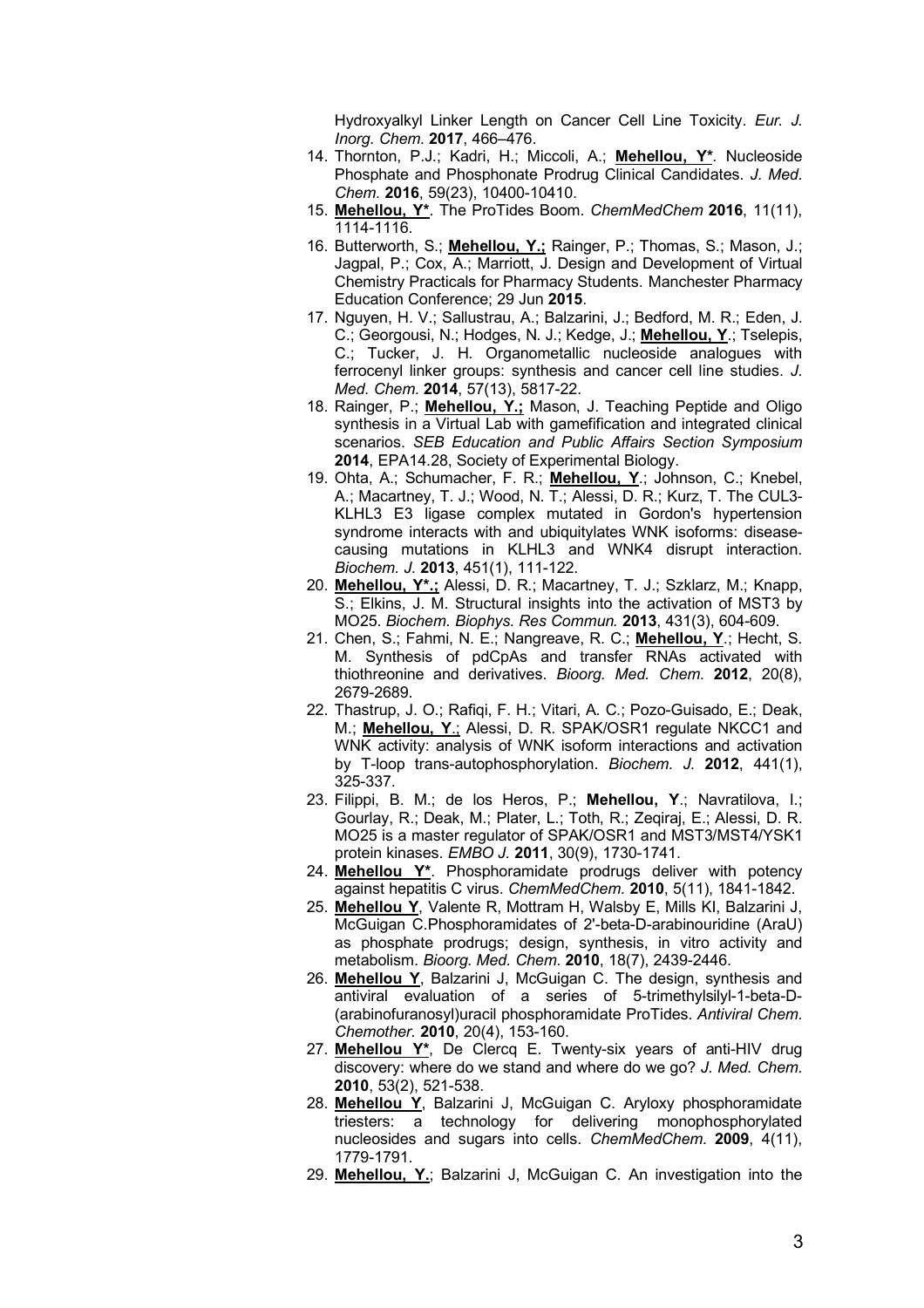Hydroxyalkyl Linker Length on Cancer Cell Line Toxicity. *Eur. J. Inorg. Chem.* **2017**, 466–476.

14. Thornton, P.J.; Kadri, H.; Miccoli, A.; **Mehellou, Y***. Nucleoside Phosphate and Phosphonate Prodrug Clinical Candidates. *J. Med. Chem.* **2016**, 59(23), 10400-10410.
15. **Mehellou, Y***. The ProTides Boom. *ChemMedChem* **2016**, 11(11), 1114-1116.
16. Butterworth, S.; **Mehellou, Y.;** Rainger, P.; Thomas, S.; Mason, J.; Jagpal, P.; Cox, A.; Marriott, J. Design and Development of Virtual Chemistry Practicals for Pharmacy Students. Manchester Pharmacy Education Conference; 29 Jun **2015**.
17. Nguyen, H. V.; Sallustrau, A.; Balzarini, J.; Bedford, M. R.; Eden, J. C.; Georgousi, N.; Hodges, N. J.; Kedge, J.; **Mehellou, Y**.; Tselepis, C.; Tucker, J. H. Organometallic nucleoside analogues with ferrocenyl linker groups: synthesis and cancer cell line studies. *J. Med. Chem.* **2014**, 57(13), 5817-22.
18. Rainger, P.; **Mehellou, Y.;** Mason, J. Teaching Peptide and Oligo synthesis in a Virtual Lab with gamefification and integrated clinical scenarios. *SEB Education and Public Affairs Section Symposium* **2014**, EPA14.28, Society of Experimental Biology.
19. Ohta, A.; Schumacher, F. R.; **Mehellou, Y**.; Johnson, C.; Knebel, A.; Macartney, T. J.; Wood, N. T.; Alessi, D. R.; Kurz, T. The CUL3-KLHL3 E3 ligase complex mutated in Gordon's hypertension syndrome interacts with and ubiquitylates WNK isoforms: disease-causing mutations in KLHL3 and WNK4 disrupt interaction. *Biochem. J.* **2013**, 451(1), 111-122.
20. **Mehellou, Y*.;** Alessi, D. R.; Macartney, T. J.; Szklarz, M.; Knapp, S.; Elkins, J. M. Structural insights into the activation of MST3 by MO25. *Biochem. Biophys. Res Commun.* **2013**, 431(3), 604-609.
21. Chen, S.; Fahmi, N. E.; Nangreave, R. C.; **Mehellou, Y**.; Hecht, S. M. Synthesis of pdCpAs and transfer RNAs activated with thiothreonine and derivatives. *Bioorg. Med. Chem.* **2012**, 20(8), 2679-2689.
22. Thastrup, J. O.; Rafiqi, F. H.; Vitari, A. C.; Pozo-Guisado, E.; Deak, M.; **Mehellou, Y**.; Alessi, D. R. SPAK/OSR1 regulate NKCC1 and WNK activity: analysis of WNK isoform interactions and activation by T-loop trans-autophosphorylation. *Biochem. J.* **2012**, 441(1), 325-337.
23. Filippi, B. M.; de los Heros, P.; **Mehellou, Y**.; Navratilova, I.; Gourlay, R.; Deak, M.; Plater, L.; Toth, R.; Zeqiraj, E.; Alessi, D. R. MO25 is a master regulator of SPAK/OSR1 and MST3/MST4/YSK1 protein kinases. *EMBO J.* **2011**, 30(9), 1730-1741.
24. **Mehellou Y***. Phosphoramidate prodrugs deliver with potency against hepatitis C virus. *ChemMedChem.* **2010**, 5(11), 1841-1842.
25. **Mehellou Y**, Valente R, Mottram H, Walsby E, Mills KI, Balzarini J, McGuigan C.Phosphoramidates of 2'-beta-D-arabinouridine (AraU) as phosphate prodrugs; design, synthesis, in vitro activity and metabolism. *Bioorg. Med. Chem.* **2010**, 18(7), 2439-2446.
26. **Mehellou Y**, Balzarini J, McGuigan C. The design, synthesis and antiviral evaluation of a series of 5-trimethylsilyl-1-beta-D-(arabinofuranosyl)uracil phosphoramidate ProTides. *Antiviral Chem. Chemother.* **2010**, 20(4), 153-160.
27. **Mehellou Y***, De Clercq E. Twenty-six years of anti-HIV drug discovery: where do we stand and where do we go? *J. Med. Chem.* **2010**, 53(2), 521-538.
28. **Mehellou Y**, Balzarini J, McGuigan C. Aryloxy phosphoramidate triesters: a technology for delivering monophosphorylated nucleosides and sugars into cells. *ChemMedChem.* **2009**, 4(11), 1779-1791.
29. **Mehellou, Y.**; Balzarini J, McGuigan C. An investigation into the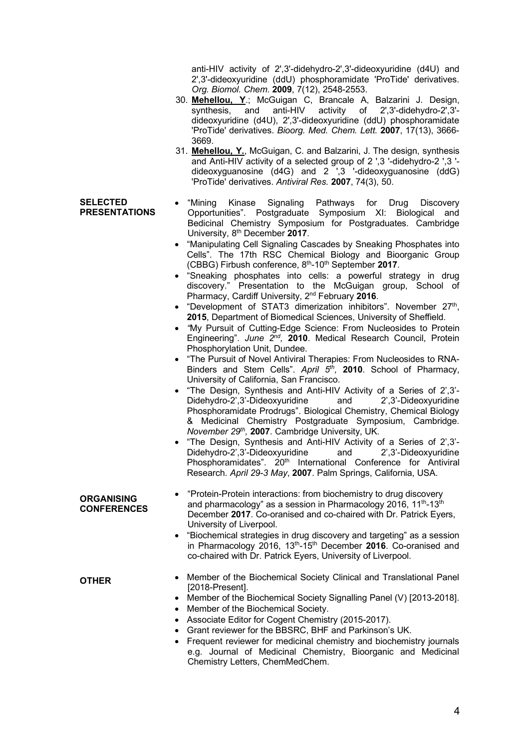anti-HIV activity of 2',3'-didehydro-2',3'-dideoxyuridine (d4U) and 2',3'-dideoxyuridine (ddU) phosphoramidate 'ProTide' derivatives. *Org. Biomol. Chem.* **2009**, 7(12), 2548-2553.

30. **Mehellou, Y**.; McGuigan C, Brancale A, Balzarini J. Design, synthesis, and anti-HIV activity of 2',3'-didehydro-2',3'-dideoxyuridine (d4U), 2',3'-dideoxyuridine (ddU) phosphoramidate 'ProTide' derivatives. *Bioorg. Med. Chem. Lett.* **2007**, 17(13), 3666-3669.
31. **Mehellou, Y.**, McGuigan, C. and Balzarini, J. The design, synthesis and Anti-HIV activity of a selected group of 2 ',3 '-didehydro-2 ',3 '-dideoxyguanosine (d4G) and 2 ',3 '-dideoxyguanosine (ddG) 'ProTide' derivatives. *Antiviral Res.* **2007**, 74(3), 50.

**SELECTED PRESENTATIONS**

- "Mining Kinase Signaling Pathways for Drug Discovery Opportunities". Postgraduate Symposium XI: Biological and Bedicinal Chemistry Symposium for Postgraduates. Cambridge University, 8th December **2017**.
- "Manipulating Cell Signaling Cascades by Sneaking Phosphates into Cells". The 17th RSC Chemical Biology and Bioorganic Group (CBBG) Firbush conference, 8th-10th September **2017**.
- "Sneaking phosphates into cells: a powerful strategy in drug discovery." Presentation to the McGuigan group, School of Pharmacy, Cardiff University, 2nd February **2016**.
- "Development of STAT3 dimerization inhibitors". November 27th, **2015**, Department of Biomedical Sciences, University of Sheffield.
- "My Pursuit of Cutting-Edge Science: From Nucleosides to Protein Engineering". *June 2nd,* **2010**. Medical Research Council, Protein Phosphorylation Unit, Dundee.
- "The Pursuit of Novel Antiviral Therapies: From Nucleosides to RNA-Binders and Stem Cells". *April 5th,* **2010**. School of Pharmacy, University of California, San Francisco.
- "The Design, Synthesis and Anti-HIV Activity of a Series of 2',3'-Didehydro-2',3'-Dideoxyuridine and 2',3'-Dideoxyuridine Phosphoramidate Prodrugs". Biological Chemistry, Chemical Biology & Medicinal Chemistry Postgraduate Symposium, Cambridge. *November 29th,* **2007**. Cambridge University, UK.
- "The Design, Synthesis and Anti-HIV Activity of a Series of 2',3'-Didehydro-2',3'-Dideoxyuridine and 2',3'-Dideoxyuridine Phosphoramidates". 20th International Conference for Antiviral Research. *April 29-3 May*, **2007**. Palm Springs, California, USA.

**ORGANISING CONFERENCES**

- "Protein-Protein interactions: from biochemistry to drug discovery and pharmacology" as a session in Pharmacology 2016, 11th-13th December **2017**. Co-oranised and co-chaired with Dr. Patrick Eyers, University of Liverpool.
- "Biochemical strategies in drug discovery and targeting" as a session in Pharmacology 2016, 13th-15th December **2016**. Co-oranised and co-chaired with Dr. Patrick Eyers, University of Liverpool.

**OTHER**

- Member of the Biochemical Society Clinical and Translational Panel [2018-Present].
- Member of the Biochemical Society Signalling Panel (V) [2013-2018].
- Member of the Biochemical Society.
- Associate Editor for Cogent Chemistry (2015-2017).
- Grant reviewer for the BBSRC, BHF and Parkinson's UK.
- Frequent reviewer for medicinal chemistry and biochemistry journals e.g. Journal of Medicinal Chemistry, Bioorganic and Medicinal Chemistry Letters, ChemMedChem.